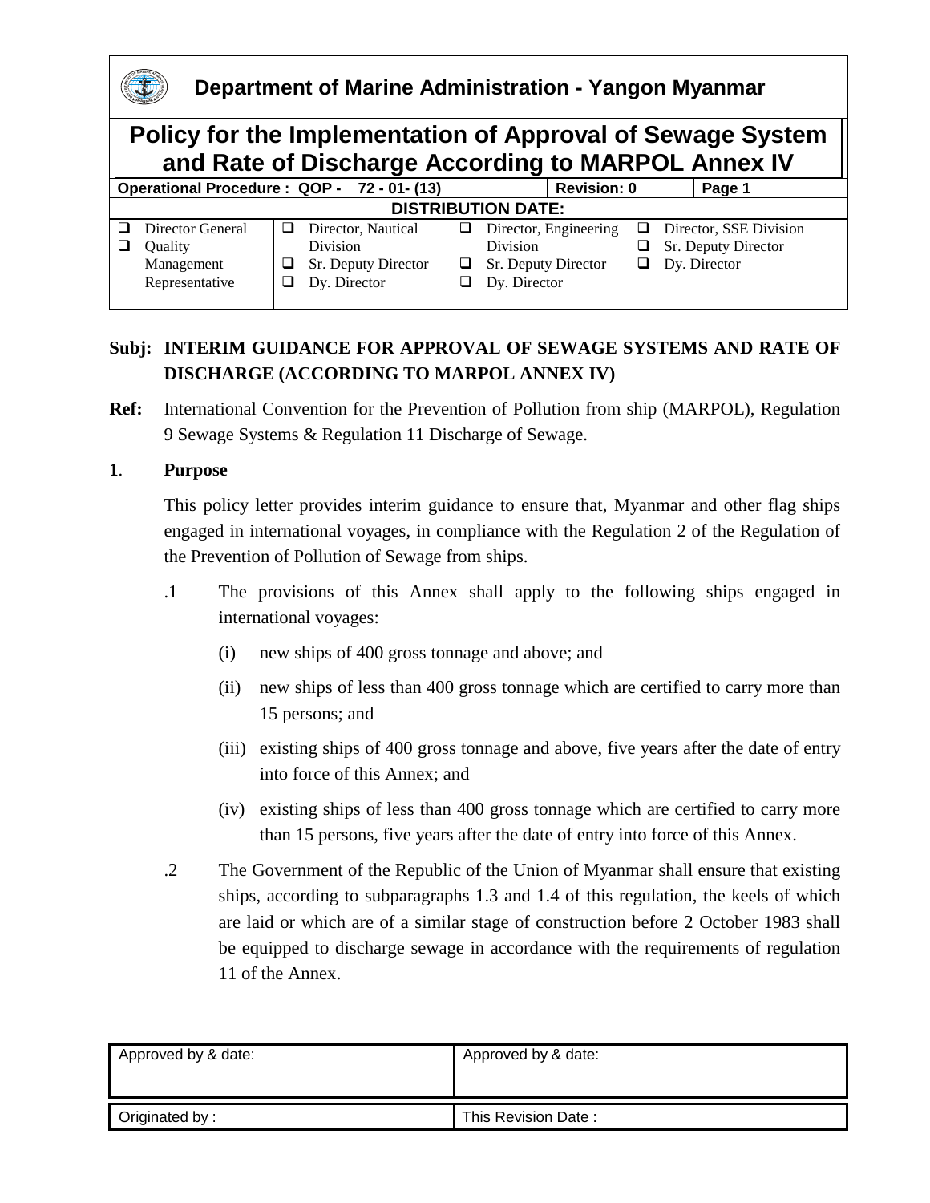# Department of Marine Administration - Yangon Myanmar

## Policy for the Implementation of Approval of Sewage System and Rate of Discharge According to MARPOL Annex IV

| Operational Procedure : QOP - 72 - 01- (13) | Revision: 0 | Page 1 |
|---|---|---|

**DISTRIBUTION DATE:**

| | | | |
|---|---|---|---|
| ❑ Director General<br>❑ Quality Management Representative | ❑ Director, Nautical Division<br>❑ Sr. Deputy Director<br>❑ Dy. Director | ❑ Director, Engineering Division<br>❑ Sr. Deputy Director<br>❑ Dy. Director | ❑ Director, SSE Division<br>❑ Sr. Deputy Director<br>❑ Dy. Director |

**Subj: INTERIM GUIDANCE FOR APPROVAL OF SEWAGE SYSTEMS AND RATE OF DISCHARGE (ACCORDING TO MARPOL ANNEX IV)**

**Ref:** International Convention for the Prevention of Pollution from ship (MARPOL), Regulation 9 Sewage Systems & Regulation 11 Discharge of Sewage.

**1**. **Purpose**

This policy letter provides interim guidance to ensure that, Myanmar and other flag ships engaged in international voyages, in compliance with the Regulation 2 of the Regulation of the Prevention of Pollution of Sewage from ships.

.1 The provisions of this Annex shall apply to the following ships engaged in international voyages:

(i) new ships of 400 gross tonnage and above; and

(ii) new ships of less than 400 gross tonnage which are certified to carry more than 15 persons; and

(iii) existing ships of 400 gross tonnage and above, five years after the date of entry into force of this Annex; and

(iv) existing ships of less than 400 gross tonnage which are certified to carry more than 15 persons, five years after the date of entry into force of this Annex.

.2 The Government of the Republic of the Union of Myanmar shall ensure that existing ships, according to subparagraphs 1.3 and 1.4 of this regulation, the keels of which are laid or which are of a similar stage of construction before 2 October 1983 shall be equipped to discharge sewage in accordance with the requirements of regulation 11 of the Annex.

| Approved by & date: | Approved by & date: |
|---|---|
| Originated by : | This Revision Date : |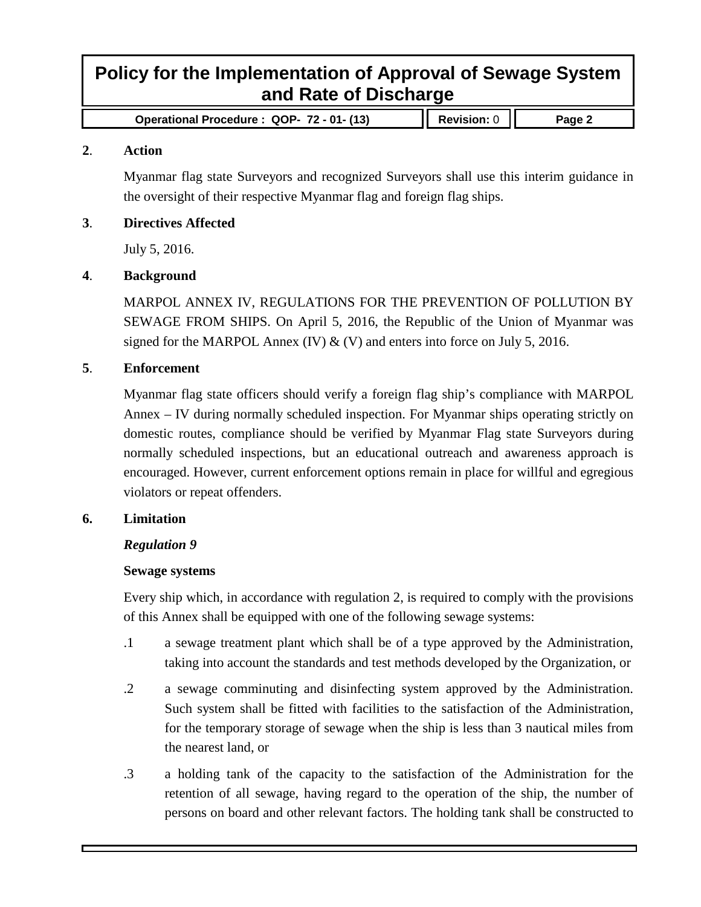**2. Action**

Myanmar flag state Surveyors and recognized Surveyors shall use this interim guidance in the oversight of their respective Myanmar flag and foreign flag ships.

**3. Directives Affected**

July 5, 2016.

**4. Background**

MARPOL ANNEX IV, REGULATIONS FOR THE PREVENTION OF POLLUTION BY SEWAGE FROM SHIPS. On April 5, 2016, the Republic of the Union of Myanmar was signed for the MARPOL Annex (IV) & (V) and enters into force on July 5, 2016.

**5. Enforcement**

Myanmar flag state officers should verify a foreign flag ship's compliance with MARPOL Annex – IV during normally scheduled inspection. For Myanmar ships operating strictly on domestic routes, compliance should be verified by Myanmar Flag state Surveyors during normally scheduled inspections, but an educational outreach and awareness approach is encouraged. However, current enforcement options remain in place for willful and egregious violators or repeat offenders.

**6. Limitation**

***Regulation 9***

**Sewage systems**

Every ship which, in accordance with regulation 2, is required to comply with the provisions of this Annex shall be equipped with one of the following sewage systems:

.1 a sewage treatment plant which shall be of a type approved by the Administration, taking into account the standards and test methods developed by the Organization, or

.2 a sewage comminuting and disinfecting system approved by the Administration. Such system shall be fitted with facilities to the satisfaction of the Administration, for the temporary storage of sewage when the ship is less than 3 nautical miles from the nearest land, or

.3 a holding tank of the capacity to the satisfaction of the Administration for the retention of all sewage, having regard to the operation of the ship, the number of persons on board and other relevant factors. The holding tank shall be constructed to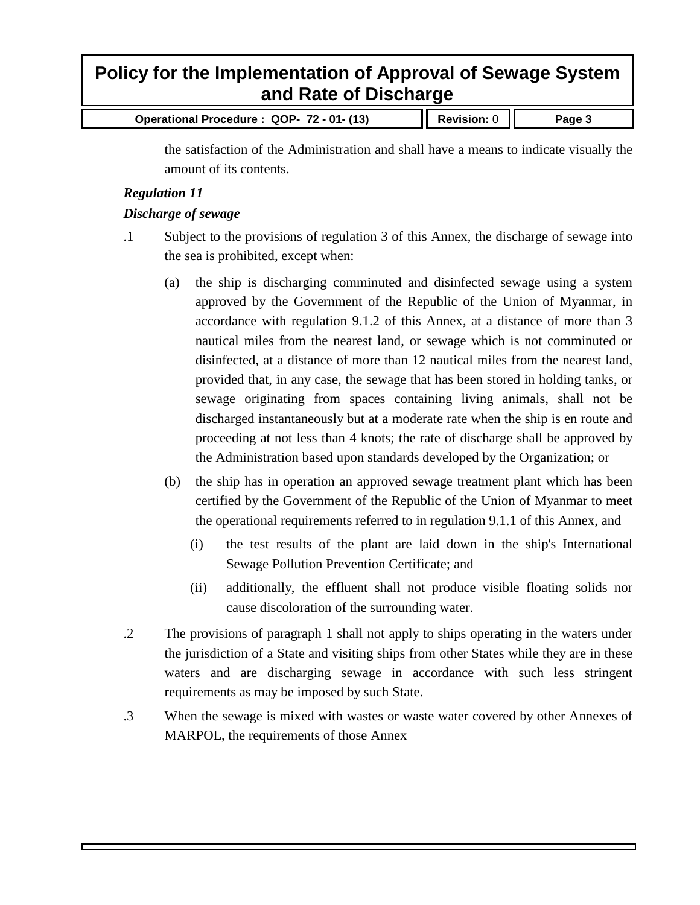the satisfaction of the Administration and shall have a means to indicate visually the amount of its contents.

***Regulation 11***

***Discharge of sewage***

.1 Subject to the provisions of regulation 3 of this Annex, the discharge of sewage into the sea is prohibited, except when:

(a) the ship is discharging comminuted and disinfected sewage using a system approved by the Government of the Republic of the Union of Myanmar, in accordance with regulation 9.1.2 of this Annex, at a distance of more than 3 nautical miles from the nearest land, or sewage which is not comminuted or disinfected, at a distance of more than 12 nautical miles from the nearest land, provided that, in any case, the sewage that has been stored in holding tanks, or sewage originating from spaces containing living animals, shall not be discharged instantaneously but at a moderate rate when the ship is en route and proceeding at not less than 4 knots; the rate of discharge shall be approved by the Administration based upon standards developed by the Organization; or

(b) the ship has in operation an approved sewage treatment plant which has been certified by the Government of the Republic of the Union of Myanmar to meet the operational requirements referred to in regulation 9.1.1 of this Annex, and

(i) the test results of the plant are laid down in the ship's International Sewage Pollution Prevention Certificate; and

(ii) additionally, the effluent shall not produce visible floating solids nor cause discoloration of the surrounding water.

.2 The provisions of paragraph 1 shall not apply to ships operating in the waters under the jurisdiction of a State and visiting ships from other States while they are in these waters and are discharging sewage in accordance with such less stringent requirements as may be imposed by such State.

.3 When the sewage is mixed with wastes or waste water covered by other Annexes of MARPOL, the requirements of those Annex